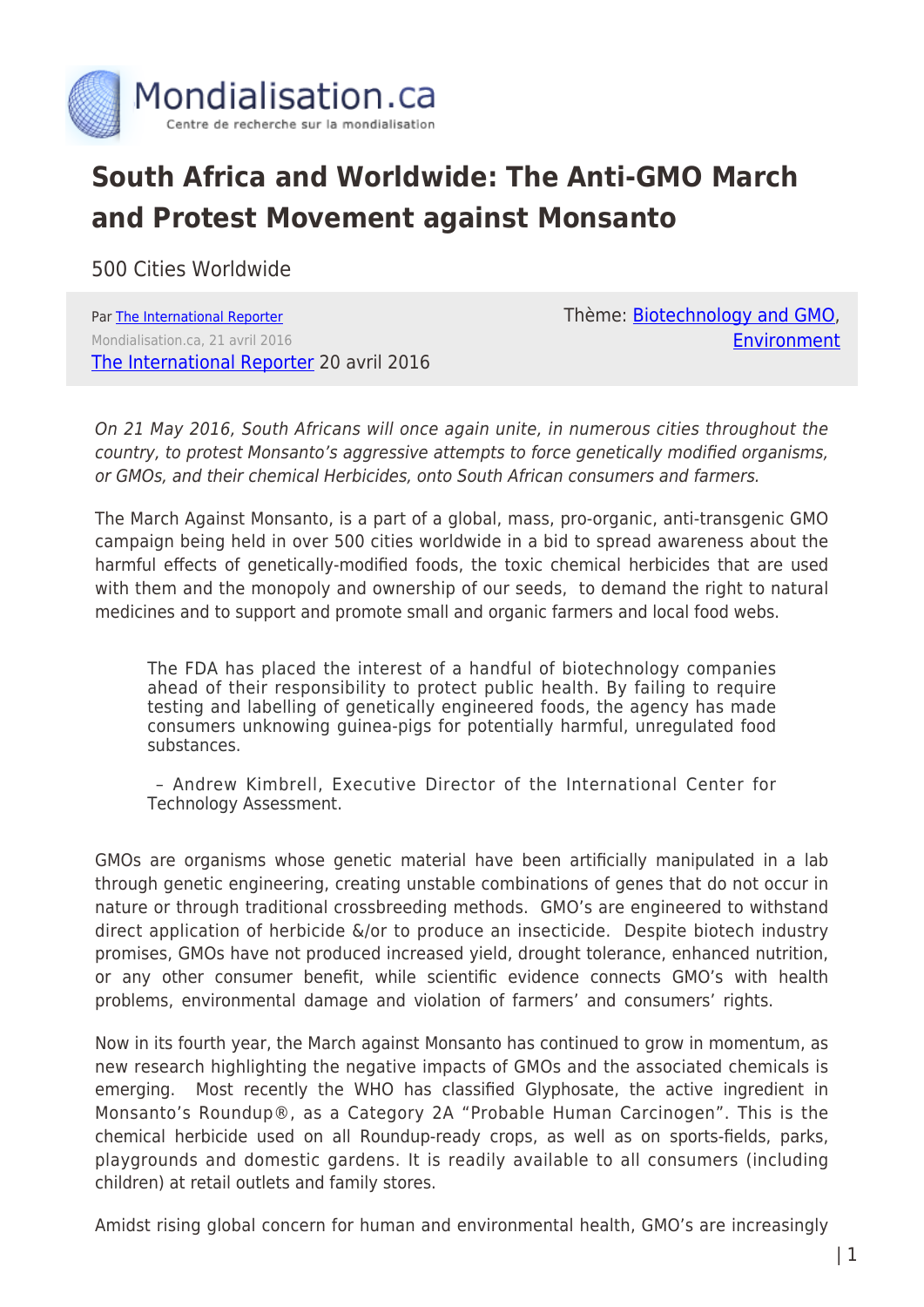# South Africa and Worldwide: The Anti-GMO March and Protest Movement against Monsanto

500 Cities Worldwide

Par The International Reporter
Mondialisation.ca, 21 avril 2016
The International Reporter 20 avril 2016

Thème: Biotechnology and GMO, Environment

*On 21 May 2016, South Africans will once again unite, in numerous cities throughout the country, to protest Monsanto's aggressive attempts to force genetically modified organisms, or GMOs, and their chemical Herbicides, onto South African consumers and farmers.*

The March Against Monsanto, is a part of a global, mass, pro-organic, anti-transgenic GMO campaign being held in over 500 cities worldwide in a bid to spread awareness about the harmful effects of genetically-modified foods, the toxic chemical herbicides that are used with them and the monopoly and ownership of our seeds, to demand the right to natural medicines and to support and promote small and organic farmers and local food webs.

> The FDA has placed the interest of a handful of biotechnology companies ahead of their responsibility to protect public health. By failing to require testing and labelling of genetically engineered foods, the agency has made consumers unknowing guinea-pigs for potentially harmful, unregulated food substances.
>
> – Andrew Kimbrell, Executive Director of the International Center for Technology Assessment.

GMOs are organisms whose genetic material have been artificially manipulated in a lab through genetic engineering, creating unstable combinations of genes that do not occur in nature or through traditional crossbreeding methods. GMO's are engineered to withstand direct application of herbicide &/or to produce an insecticide. Despite biotech industry promises, GMOs have not produced increased yield, drought tolerance, enhanced nutrition, or any other consumer benefit, while scientific evidence connects GMO's with health problems, environmental damage and violation of farmers' and consumers' rights.

Now in its fourth year, the March against Monsanto has continued to grow in momentum, as new research highlighting the negative impacts of GMOs and the associated chemicals is emerging. Most recently the WHO has classified Glyphosate, the active ingredient in Monsanto's Roundup®, as a Category 2A "Probable Human Carcinogen". This is the chemical herbicide used on all Roundup-ready crops, as well as on sports-fields, parks, playgrounds and domestic gardens. It is readily available to all consumers (including children) at retail outlets and family stores.

Amidst rising global concern for human and environmental health, GMO's are increasingly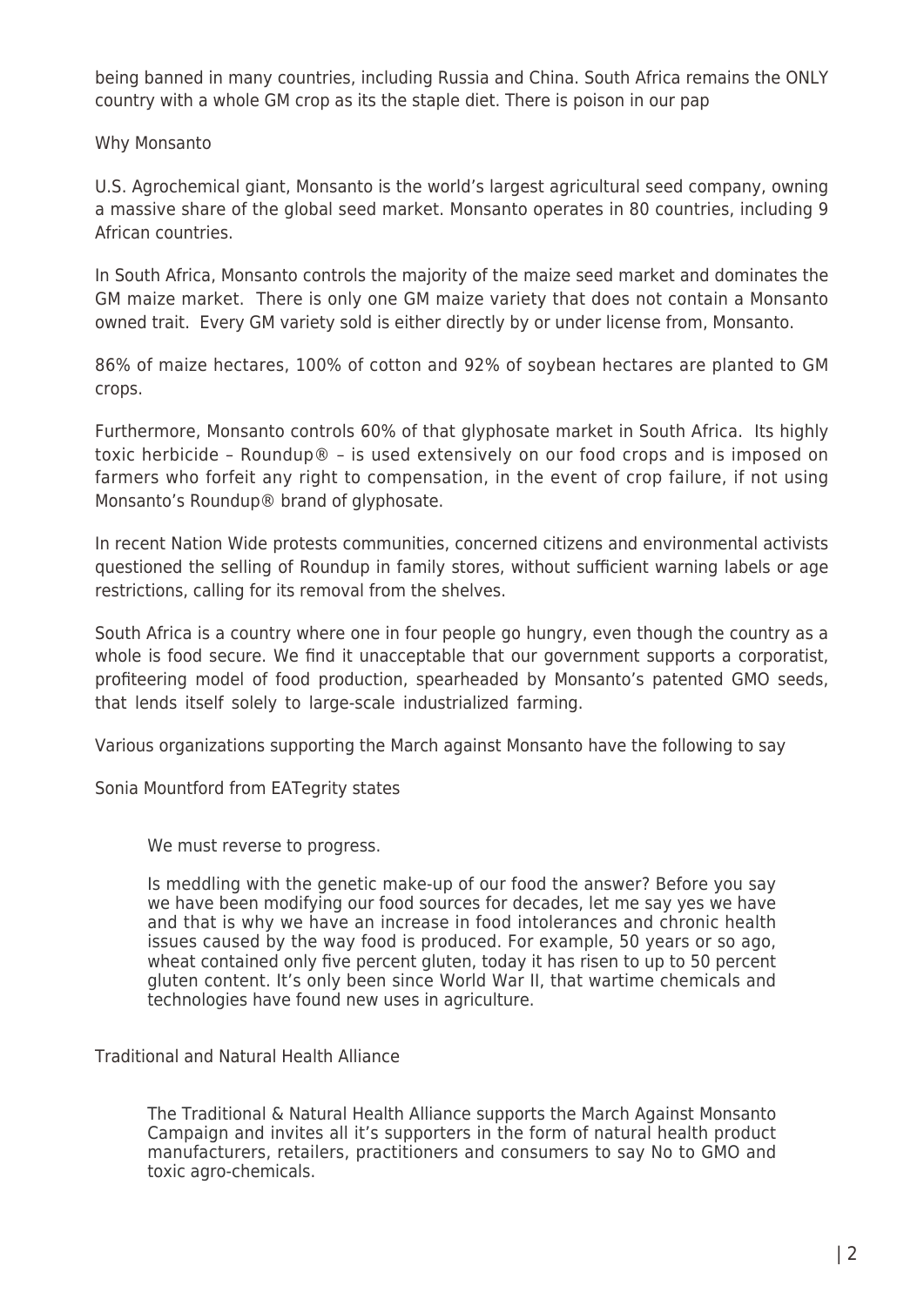being banned in many countries, including Russia and China. South Africa remains the ONLY country with a whole GM crop as its the staple diet. There is poison in our pap

Why Monsanto

U.S. Agrochemical giant, Monsanto is the world's largest agricultural seed company, owning a massive share of the global seed market. Monsanto operates in 80 countries, including 9 African countries.

In South Africa, Monsanto controls the majority of the maize seed market and dominates the GM maize market. There is only one GM maize variety that does not contain a Monsanto owned trait. Every GM variety sold is either directly by or under license from, Monsanto.

86% of maize hectares, 100% of cotton and 92% of soybean hectares are planted to GM crops.

Furthermore, Monsanto controls 60% of that glyphosate market in South Africa. Its highly toxic herbicide – Roundup® – is used extensively on our food crops and is imposed on farmers who forfeit any right to compensation, in the event of crop failure, if not using Monsanto's Roundup® brand of glyphosate.

In recent Nation Wide protests communities, concerned citizens and environmental activists questioned the selling of Roundup in family stores, without sufficient warning labels or age restrictions, calling for its removal from the shelves.

South Africa is a country where one in four people go hungry, even though the country as a whole is food secure. We find it unacceptable that our government supports a corporatist, profiteering model of food production, spearheaded by Monsanto's patented GMO seeds, that lends itself solely to large-scale industrialized farming.

Various organizations supporting the March against Monsanto have the following to say

Sonia Mountford from EATegrity states

> We must reverse to progress.
>
> Is meddling with the genetic make-up of our food the answer? Before you say we have been modifying our food sources for decades, let me say yes we have and that is why we have an increase in food intolerances and chronic health issues caused by the way food is produced. For example, 50 years or so ago, wheat contained only five percent gluten, today it has risen to up to 50 percent gluten content. It's only been since World War II, that wartime chemicals and technologies have found new uses in agriculture.

Traditional and Natural Health Alliance

> The Traditional & Natural Health Alliance supports the March Against Monsanto Campaign and invites all it's supporters in the form of natural health product manufacturers, retailers, practitioners and consumers to say No to GMO and toxic agro-chemicals.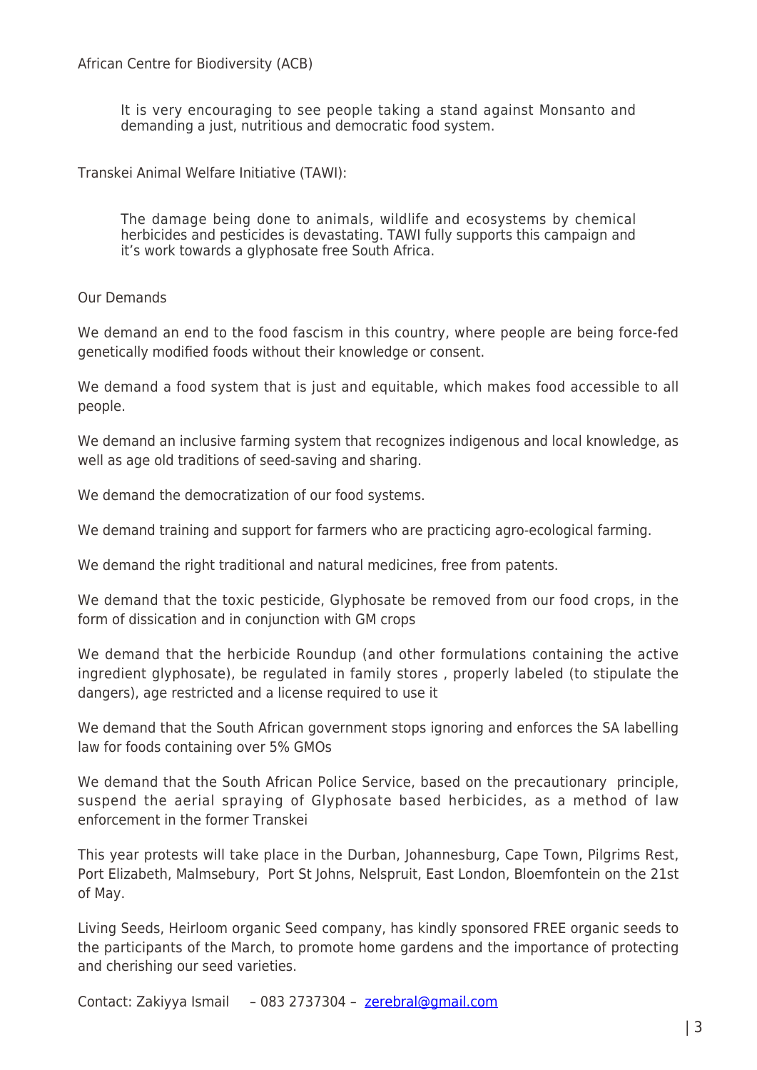African Centre for Biodiversity (ACB)

> It is very encouraging to see people taking a stand against Monsanto and demanding a just, nutritious and democratic food system.

Transkei Animal Welfare Initiative (TAWI):

> The damage being done to animals, wildlife and ecosystems by chemical herbicides and pesticides is devastating. TAWI fully supports this campaign and it's work towards a glyphosate free South Africa.

Our Demands

We demand an end to the food fascism in this country, where people are being force-fed genetically modified foods without their knowledge or consent.

We demand a food system that is just and equitable, which makes food accessible to all people.

We demand an inclusive farming system that recognizes indigenous and local knowledge, as well as age old traditions of seed-saving and sharing.

We demand the democratization of our food systems.

We demand training and support for farmers who are practicing agro-ecological farming.

We demand the right traditional and natural medicines, free from patents.

We demand that the toxic pesticide, Glyphosate be removed from our food crops, in the form of dissication and in conjunction with GM crops

We demand that the herbicide Roundup (and other formulations containing the active ingredient glyphosate), be regulated in family stores , properly labeled (to stipulate the dangers), age restricted and a license required to use it

We demand that the South African government stops ignoring and enforces the SA labelling law for foods containing over 5% GMOs

We demand that the South African Police Service, based on the precautionary principle, suspend the aerial spraying of Glyphosate based herbicides, as a method of law enforcement in the former Transkei

This year protests will take place in the Durban, Johannesburg, Cape Town, Pilgrims Rest, Port Elizabeth, Malmesbury, Port St Johns, Nelspruit, East London, Bloemfontein on the 21st of May.

Living Seeds, Heirloom organic Seed company, has kindly sponsored FREE organic seeds to the participants of the March, to promote home gardens and the importance of protecting and cherishing our seed varieties.

Contact: Zakiyya Ismail – 083 2737304 – zerebral@gmail.com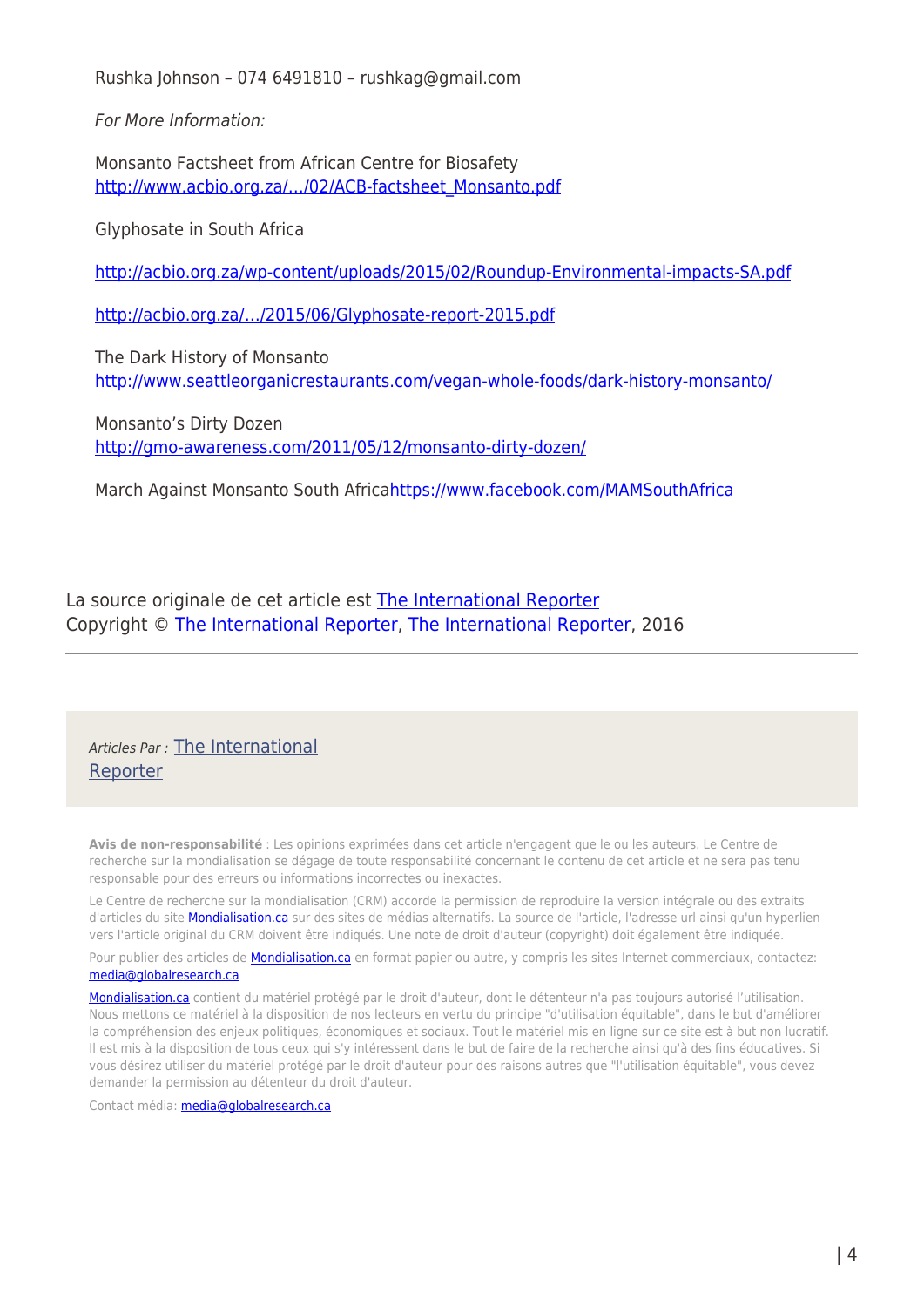Rushka Johnson – 074 6491810 – rushkag@gmail.com

*For More Information:*

Monsanto Factsheet from African Centre for Biosafety
http://www.acbio.org.za/.../02/ACB-factsheet_Monsanto.pdf

Glyphosate in South Africa

http://acbio.org.za/wp-content/uploads/2015/02/Roundup-Environmental-impacts-SA.pdf

http://acbio.org.za/.../2015/06/Glyphosate-report-2015.pdf

The Dark History of Monsanto
http://www.seattleorganicrestaurants.com/vegan-whole-foods/dark-history-monsanto/

Monsanto's Dirty Dozen
http://gmo-awareness.com/2011/05/12/monsanto-dirty-dozen/

March Against Monsanto South Africahttps://www.facebook.com/MAMSouthAfrica

La source originale de cet article est The International Reporter
Copyright © The International Reporter, The International Reporter, 2016

---

*Articles Par :* The International Reporter

**Avis de non-responsabilité** : Les opinions exprimées dans cet article n'engagent que le ou les auteurs. Le Centre de recherche sur la mondialisation se dégage de toute responsabilité concernant le contenu de cet article et ne sera pas tenu responsable pour des erreurs ou informations incorrectes ou inexactes.

Le Centre de recherche sur la mondialisation (CRM) accorde la permission de reproduire la version intégrale ou des extraits d'articles du site Mondialisation.ca sur des sites de médias alternatifs. La source de l'article, l'adresse url ainsi qu'un hyperlien vers l'article original du CRM doivent être indiqués. Une note de droit d'auteur (copyright) doit également être indiquée.

Pour publier des articles de Mondialisation.ca en format papier ou autre, y compris les sites Internet commerciaux, contactez: media@globalresearch.ca

Mondialisation.ca contient du matériel protégé par le droit d'auteur, dont le détenteur n'a pas toujours autorisé l'utilisation. Nous mettons ce matériel à la disposition de nos lecteurs en vertu du principe "d'utilisation équitable", dans le but d'améliorer la compréhension des enjeux politiques, économiques et sociaux. Tout le matériel mis en ligne sur ce site est à but non lucratif. Il est mis à la disposition de tous ceux qui s'y intéressent dans le but de faire de la recherche ainsi qu'à des fins éducatives. Si vous désirez utiliser du matériel protégé par le droit d'auteur pour des raisons autres que "l'utilisation équitable", vous devez demander la permission au détenteur du droit d'auteur.

Contact média: media@globalresearch.ca